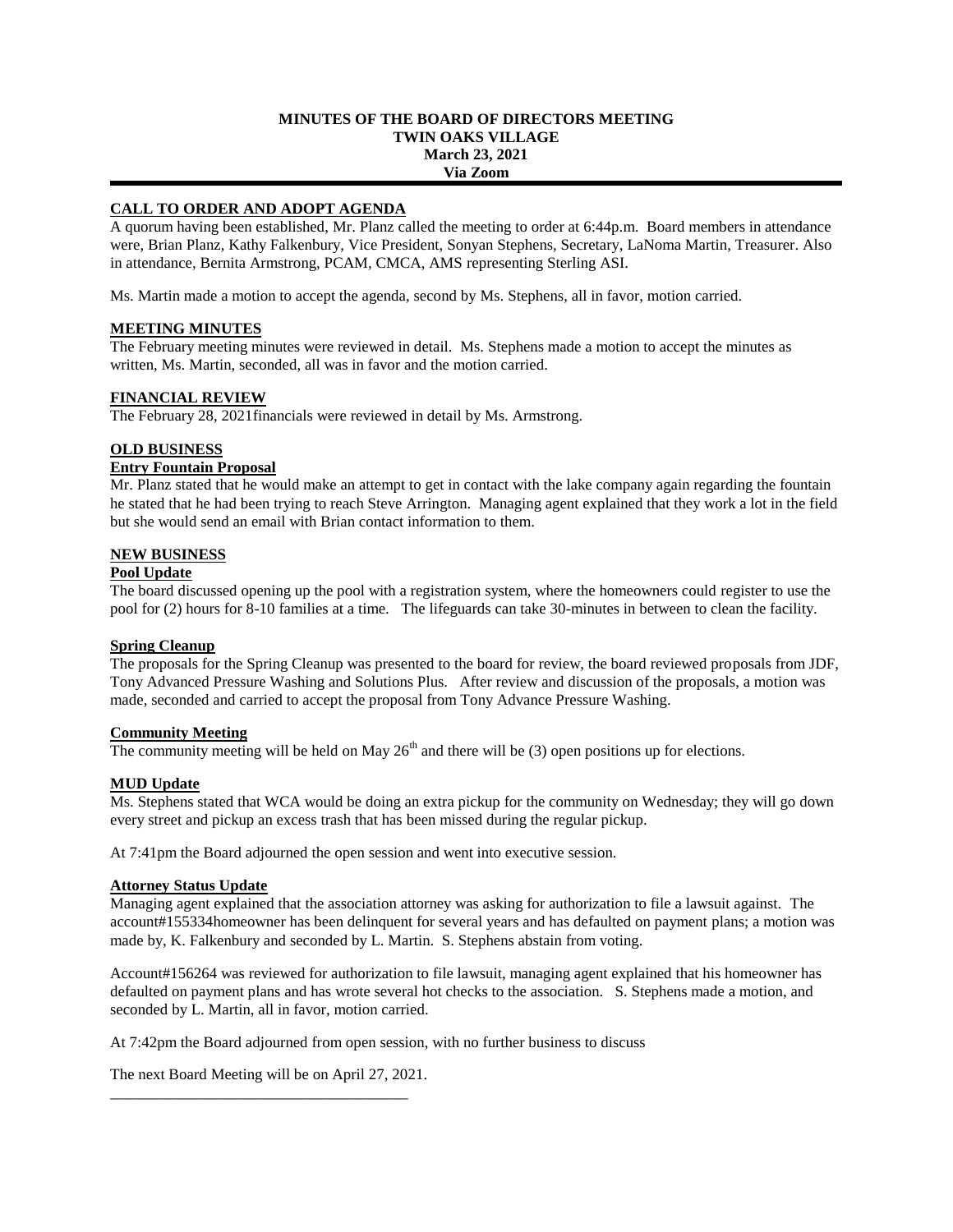# MINUTES OF THE BOARD OF DIRECTORS MEETING
## TWIN OAKS VILLAGE
## March 23, 2021
## Via Zoom

---

**CALL TO ORDER AND ADOPT AGENDA**

A quorum having been established, Mr. Planz called the meeting to order at 6:44p.m. Board members in attendance were, Brian Planz, Kathy Falkenbury, Vice President, Sonyan Stephens, Secretary, LaNoma Martin, Treasurer. Also in attendance, Bernita Armstrong, PCAM, CMCA, AMS representing Sterling ASI.

Ms. Martin made a motion to accept the agenda, second by Ms. Stephens, all in favor, motion carried.

**MEETING MINUTES**

The February meeting minutes were reviewed in detail. Ms. Stephens made a motion to accept the minutes as written, Ms. Martin, seconded, all was in favor and the motion carried.

**FINANCIAL REVIEW**

The February 28, 2021financials were reviewed in detail by Ms. Armstrong.

**OLD BUSINESS**

**Entry Fountain Proposal**

Mr. Planz stated that he would make an attempt to get in contact with the lake company again regarding the fountain he stated that he had been trying to reach Steve Arrington. Managing agent explained that they work a lot in the field but she would send an email with Brian contact information to them.

**NEW BUSINESS**

**Pool Update**

The board discussed opening up the pool with a registration system, where the homeowners could register to use the pool for (2) hours for 8-10 families at a time. The lifeguards can take 30-minutes in between to clean the facility.

**Spring Cleanup**

The proposals for the Spring Cleanup was presented to the board for review, the board reviewed proposals from JDF, Tony Advanced Pressure Washing and Solutions Plus. After review and discussion of the proposals, a motion was made, seconded and carried to accept the proposal from Tony Advance Pressure Washing.

**Community Meeting**

The community meeting will be held on May 26th and there will be (3) open positions up for elections.

**MUD Update**

Ms. Stephens stated that WCA would be doing an extra pickup for the community on Wednesday; they will go down every street and pickup an excess trash that has been missed during the regular pickup.

At 7:41pm the Board adjourned the open session and went into executive session.

**Attorney Status Update**

Managing agent explained that the association attorney was asking for authorization to file a lawsuit against. The account#155334homeowner has been delinquent for several years and has defaulted on payment plans; a motion was made by, K. Falkenbury and seconded by L. Martin. S. Stephens abstain from voting.

Account#156264 was reviewed for authorization to file lawsuit, managing agent explained that his homeowner has defaulted on payment plans and has wrote several hot checks to the association. S. Stephens made a motion, and seconded by L. Martin, all in favor, motion carried.

At 7:42pm the Board adjourned from open session, with no further business to discuss

The next Board Meeting will be on April 27, 2021.

\_\_\_\_\_\_\_\_\_\_\_\_\_\_\_\_\_\_\_\_\_\_\_\_\_\_\_\_\_\_\_\_\_\_\_\_\_\_\_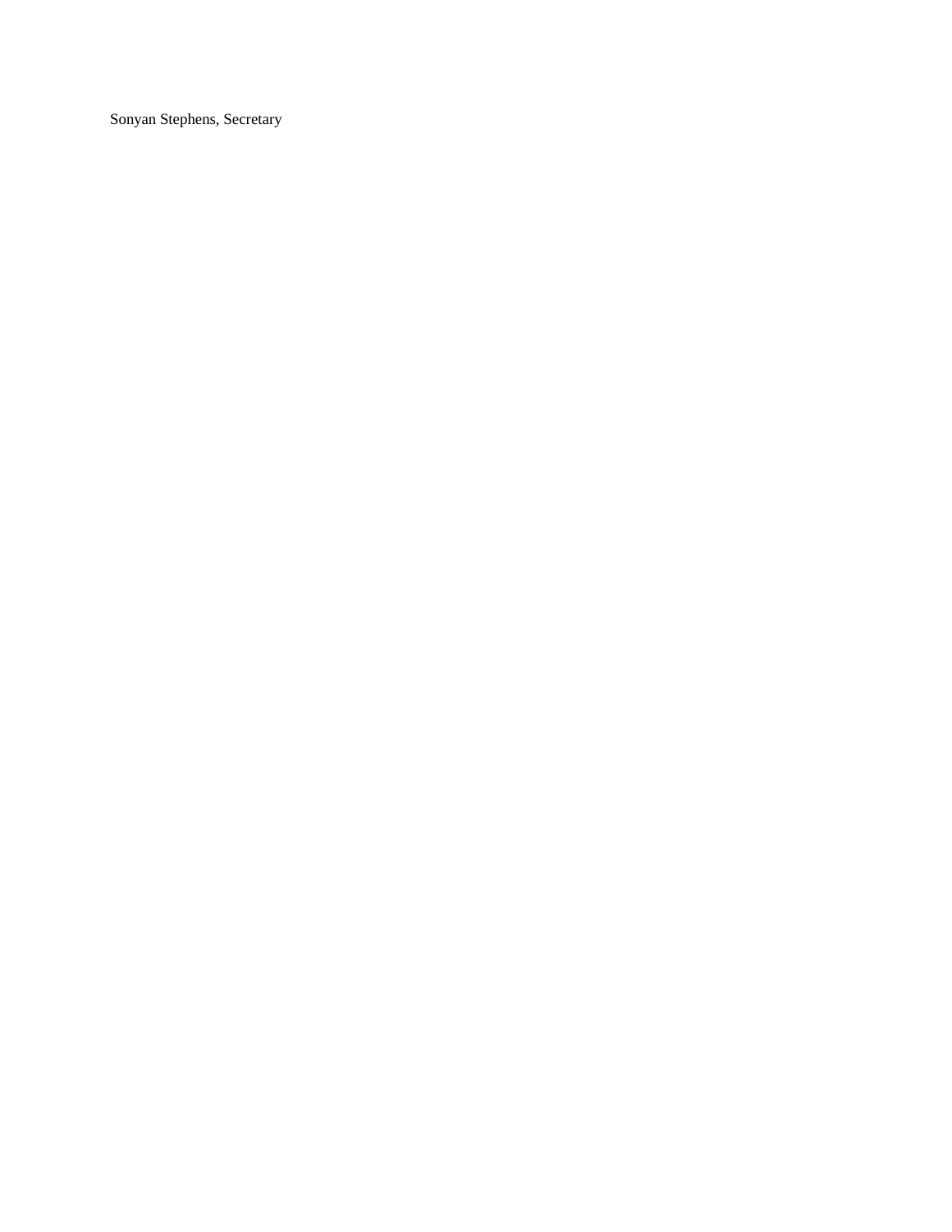Sonyan Stephens, Secretary